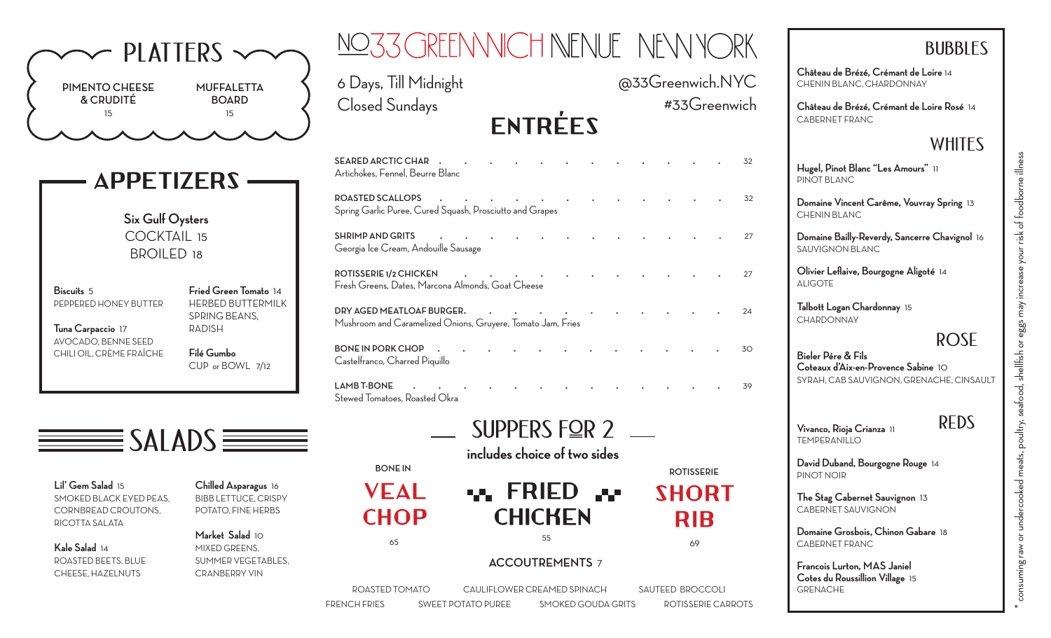# NO 33 GREENWICH AVENUE NEW YORK

6 Days, Till Midnight
Closed Sundays

@33Greenwich.NYC
#33Greenwich

## PLATTERS

**PIMENTO CHEESE & CRUDITÉ** 15

**MUFFALETTA BOARD** 15

## APPETIZERS

**Six Gulf Oysters**
COCKTAIL 15
BROILED 18

**Biscuits** 5
PEPPERED HONEY BUTTER

**Tuna Carpaccio** 17
AVOCADO, BENNE SEED CHILI OIL, CRÈME FRAÎCHE

**Fried Green Tomato** 14
HERBED BUTTERMILK SPRING BEANS, RADISH

**Filé Gumbo**
CUP or BOWL 7/12

## SALADS

**Lil' Gem Salad** 15
SMOKED BLACK EYED PEAS, CORNBREAD CROUTONS, RICOTTA SALATA

**Kale Salad** 14
ROASTED BEETS, BLUE CHEESE, HAZELNUTS

**Chilled Asparagus** 16
BIBB LETTUCE, CRISPY POTATO, FINE HERBS

**Market Salad** 10
MIXED GREENS, SUMMER VEGETABLES, CRANBERRY VIN

## ENTRÉES

**SEARED ARCTIC CHAR** . . . 32
Artichokes, Fennel, Beurre Blanc

**ROASTED SCALLOPS** . . . 32
Spring Garlic Puree, Cured Squash, Prosciutto and Grapes

**SHRIMP AND GRITS** . . . 27
Georgia Ice Cream, Andouille Sausage

**ROTISSERIE 1/2 CHICKEN** . . . 27
Fresh Greens, Dates, Marcona Almonds, Goat Cheese

**DRY AGED MEATLOAF BURGER.** . . . 24
Mushroom and Caramelized Onions, Gruyere, Tomato Jam, Fries

**BONE IN PORK CHOP** . . . 30
Castelfranco, Charred Piquillo

**LAMB T-BONE** . . . 39
Stewed Tomatoes, Roasted Okra

## SUPPERS FOR 2

**includes choice of two sides**

**BONE IN VEAL CHOP** 65

**FRIED CHICKEN** 55

**ROTISSERIE SHORT RIB** 69

### ACCOUTREMENTS 7

ROASTED TOMATO · CAULIFLOWER CREAMED SPINACH · SAUTEED BROCCOLI
FRENCH FRIES · SWEET POTATO PUREE · SMOKED GOUDA GRITS · ROTISSERIE CARROTS

## BUBBLES

**Château de Brézé, Crémant de Loire** 14
CHENIN BLANC, CHARDONNAY

**Château de Brézé, Crémant de Loire Rosé** 14
CABERNET FRANC

## WHITES

**Hugel, Pinot Blanc "Les Amours"** 11
PINOT BLANC

**Domaine Vincent Carême, Vouvray Spring** 13
CHENIN BLANC

**Domaine Bailly-Reverdy, Sancerre Chavignol** 16
SAUVIGNON BLANC

**Olivier Leflaive, Bourgogne Aligoté** 14
ALIGOTE

**Talbott Logan Chardonnay** 15
CHARDONNAY

## ROSE

**Bieler Pére & Fils**
**Coteaux d'Aix-en-Provence Sabine** 10
SYRAH, CAB SAUVIGNON, GRENACHE, CINSAULT

## REDS

**Vivanco, Rioja Crianza** 11
TEMPERANILLO

**David Duband, Bourgogne Rouge** 14
PINOT NOIR

**The Stag Cabernet Sauvignon** 13
CABERNET SAUVIGNON

**Domaine Grosbois, Chinon Gabare** 18
CABERNET FRANC

**Francois Lurton, MAS Janiel**
**Cotes du Roussillion Village** 15
GRENACHE

* consuming raw or undercooked meats, poultry, seafood, shellfish or eggs may increase your risk of foodborne illness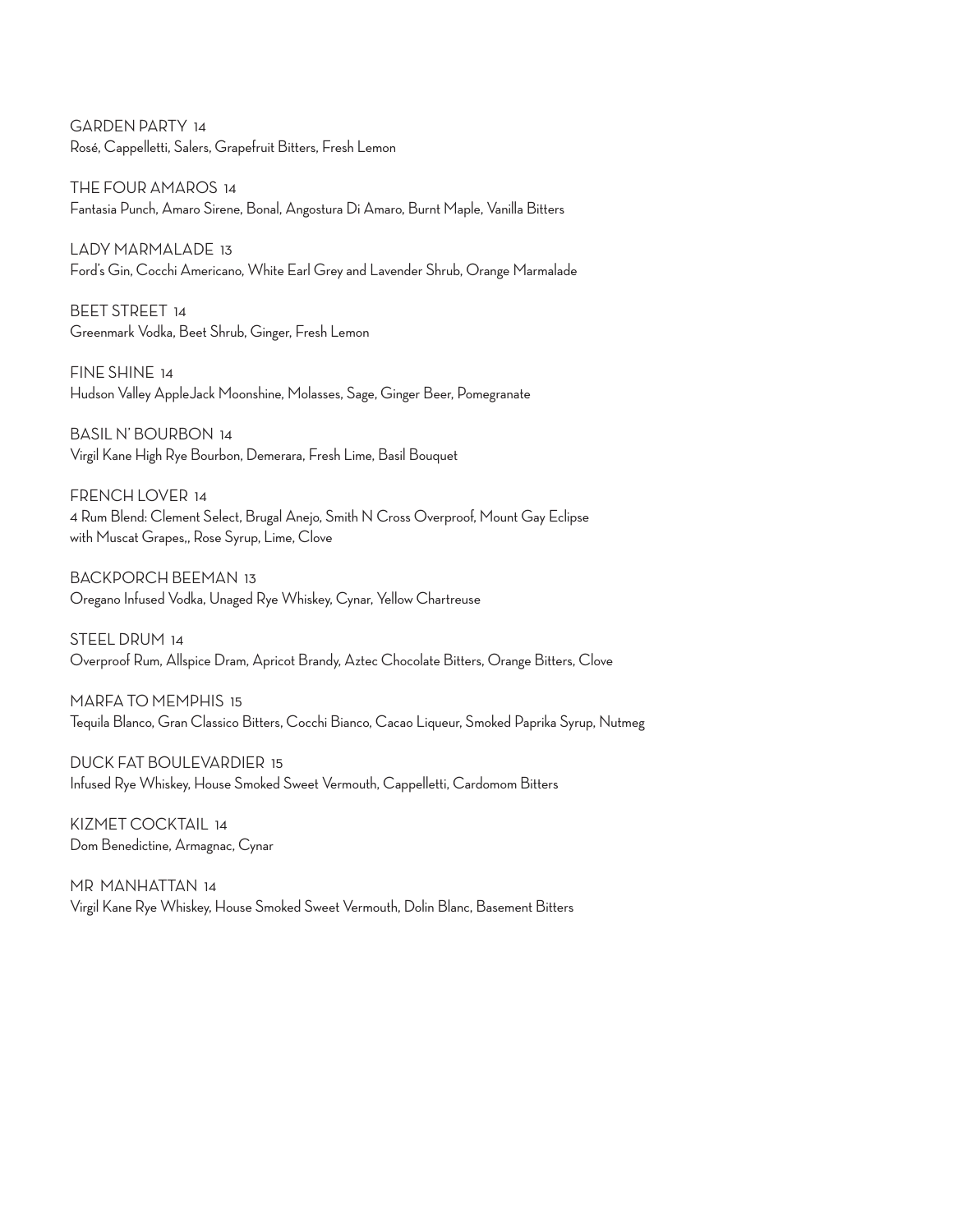GARDEN PARTY 14
Rosé, Cappelletti, Salers, Grapefruit Bitters, Fresh Lemon

THE FOUR AMAROS 14
Fantasia Punch, Amaro Sirene, Bonal, Angostura Di Amaro, Burnt Maple, Vanilla Bitters

LADY MARMALADE 13
Ford's Gin, Cocchi Americano, White Earl Grey and Lavender Shrub, Orange Marmalade

BEET STREET 14
Greenmark Vodka, Beet Shrub, Ginger, Fresh Lemon

FINE SHINE 14
Hudson Valley AppleJack Moonshine, Molasses, Sage, Ginger Beer, Pomegranate

BASIL N' BOURBON 14
Virgil Kane High Rye Bourbon, Demerara, Fresh Lime, Basil Bouquet

FRENCH LOVER 14
4 Rum Blend: Clement Select, Brugal Anejo, Smith N Cross Overproof, Mount Gay Eclipse
with Muscat Grapes,, Rose Syrup, Lime, Clove

BACKPORCH BEEMAN 13
Oregano Infused Vodka, Unaged Rye Whiskey, Cynar, Yellow Chartreuse

STEEL DRUM 14
Overproof Rum, Allspice Dram, Apricot Brandy, Aztec Chocolate Bitters, Orange Bitters, Clove

MARFA TO MEMPHIS 15
Tequila Blanco, Gran Classico Bitters, Cocchi Bianco, Cacao Liqueur, Smoked Paprika Syrup, Nutmeg

DUCK FAT BOULEVARDIER 15
Infused Rye Whiskey, House Smoked Sweet Vermouth, Cappelletti, Cardomom Bitters

KIZMET COCKTAIL 14
Dom Benedictine, Armagnac, Cynar

MR MANHATTAN 14
Virgil Kane Rye Whiskey, House Smoked Sweet Vermouth, Dolin Blanc, Basement Bitters